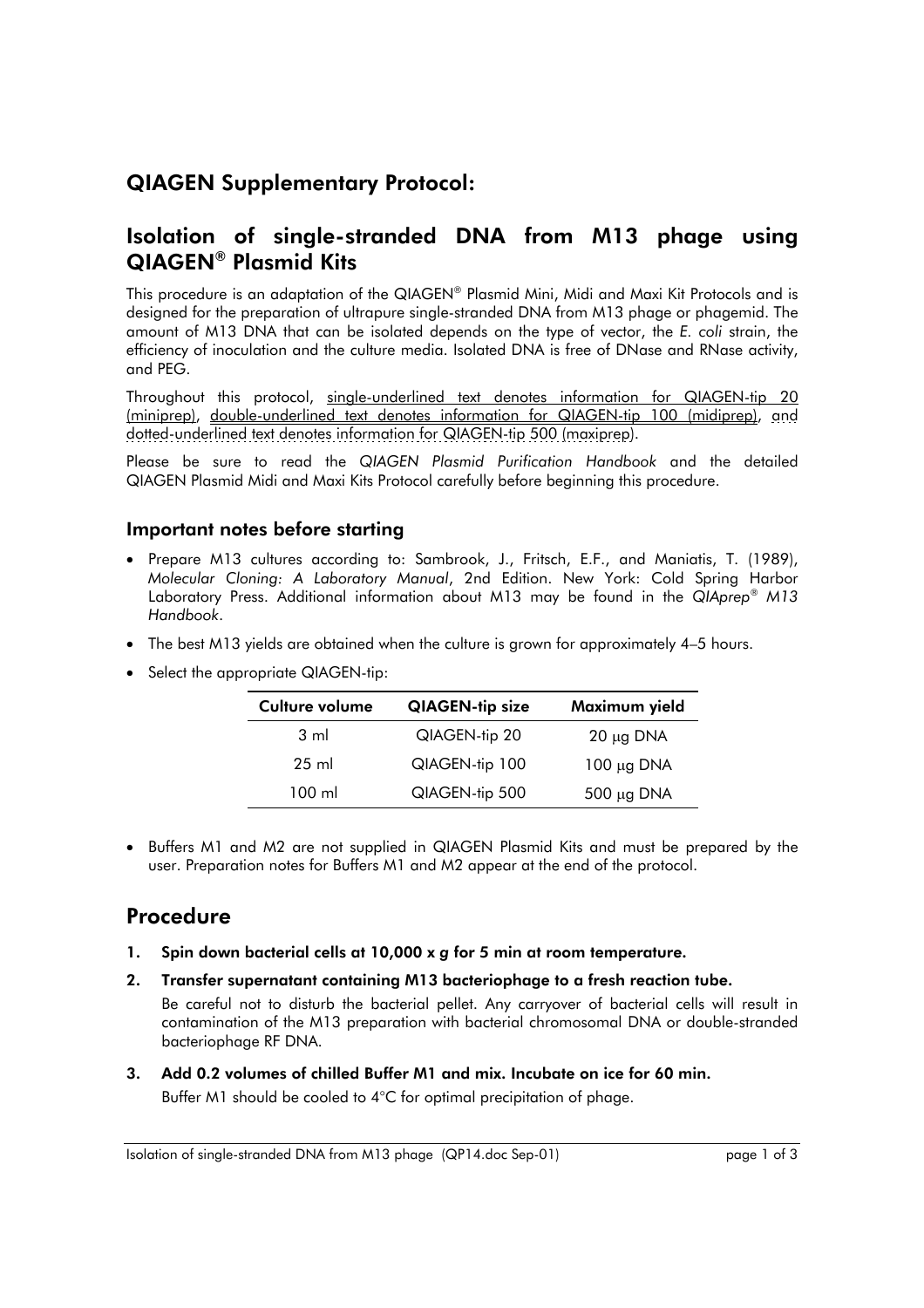## QIAGEN Supplementary Protocol:

## Isolation of single-stranded DNA from M13 phage using QIAGEN® Plasmid Kits

This procedure is an adaptation of the QIAGEN® Plasmid Mini, Midi and Maxi Kit Protocols and is designed for the preparation of ultrapure single-stranded DNA from M13 phage or phagemid. The amount of M13 DNA that can be isolated depends on the type of vector, the *E. coli* strain, the efficiency of inoculation and the culture media. Isolated DNA is free of DNase and RNase activity, and PEG.

Throughout this protocol, single-underlined text denotes information for QIAGEN-tip 20 (miniprep), double-underlined text denotes information for QIAGEN-tip 100 (midiprep), and dotted-underlined text denotes information for QIAGEN-tip 500 (maxiprep).

Please be sure to read the *QIAGEN Plasmid Purification Handbook* and the detailed QIAGEN Plasmid Midi and Maxi Kits Protocol carefully before beginning this procedure.

### Important notes before starting

- Prepare M13 cultures according to: Sambrook, J., Fritsch, E.F., and Maniatis, T. (1989), *Molecular Cloning: A Laboratory Manual*, 2nd Edition. New York: Cold Spring Harbor Laboratory Press. Additional information about M13 may be found in the *QIAprep® M13 Handbook*.
- The best M13 yields are obtained when the culture is grown for approximately 4–5 hours.
- Select the appropriate QIAGEN-tip:

| Culture volume | QIAGEN-tip size | Maximum yield |
|---|---|---|
| 3 ml | QIAGEN-tip 20 | 20 μg DNA |
| 25 ml | QIAGEN-tip 100 | 100 μg DNA |
| 100 ml | QIAGEN-tip 500 | 500 μg DNA |

- Buffers M1 and M2 are not supplied in QIAGEN Plasmid Kits and must be prepared by the user. Preparation notes for Buffers M1 and M2 appear at the end of the protocol.

## Procedure

1. **Spin down bacterial cells at 10,000 x *g* for 5 min at room temperature.**
2. **Transfer supernatant containing M13 bacteriophage to a fresh reaction tube.**

   Be careful not to disturb the bacterial pellet. Any carryover of bacterial cells will result in contamination of the M13 preparation with bacterial chromosomal DNA or double-stranded bacteriophage RF DNA.
3. **Add 0.2 volumes of chilled Buffer M1 and mix. Incubate on ice for 60 min.**

   Buffer M1 should be cooled to 4°C for optimal precipitation of phage.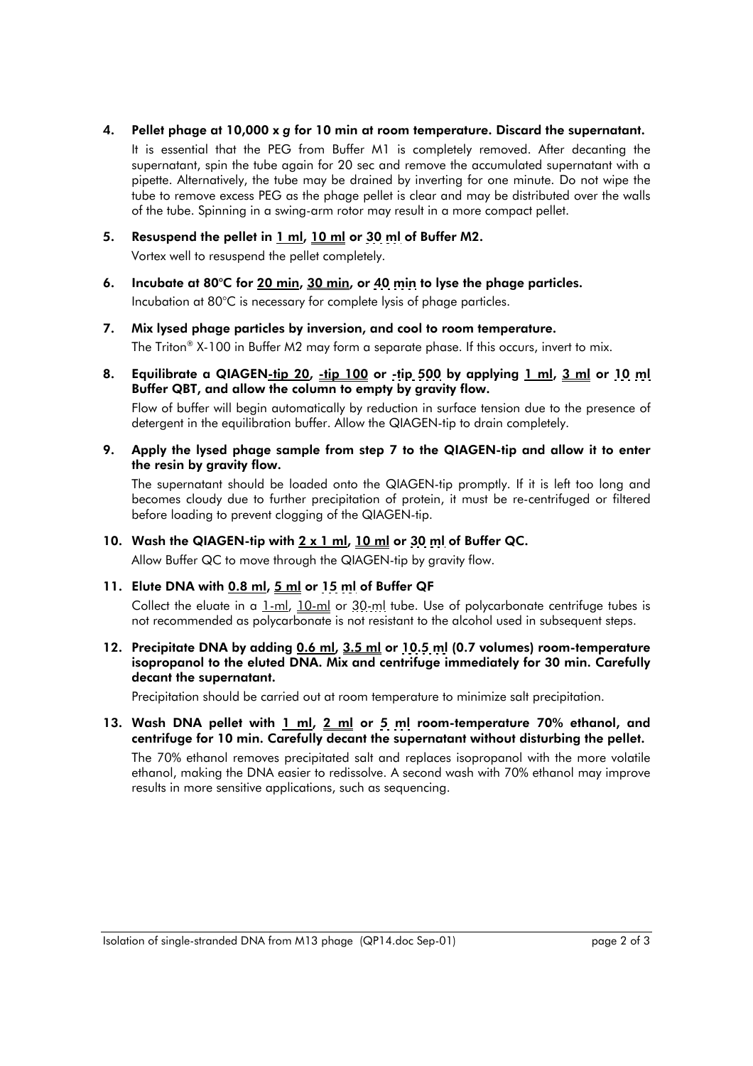4. **Pellet phage at 10,000 x *g* for 10 min at room temperature. Discard the supernatant.**

   It is essential that the PEG from Buffer M1 is completely removed. After decanting the supernatant, spin the tube again for 20 sec and remove the accumulated supernatant with a pipette. Alternatively, the tube may be drained by inverting for one minute. Do not wipe the tube to remove excess PEG as the phage pellet is clear and may be distributed over the walls of the tube. Spinning in a swing-arm rotor may result in a more compact pellet.

5. **Resuspend the pellet in 1 ml, 10 ml or 30 ml of Buffer M2.**

   Vortex well to resuspend the pellet completely.

6. **Incubate at 80°C for 20 min, 30 min, or 40 min to lyse the phage particles.**

   Incubation at 80°C is necessary for complete lysis of phage particles.

7. **Mix lysed phage particles by inversion, and cool to room temperature.**

   The Triton® X-100 in Buffer M2 may form a separate phase. If this occurs, invert to mix.

8. **Equilibrate a QIAGEN-tip 20, -tip 100 or -tip 500 by applying 1 ml, 3 ml or 10 ml Buffer QBT, and allow the column to empty by gravity flow.**

   Flow of buffer will begin automatically by reduction in surface tension due to the presence of detergent in the equilibration buffer. Allow the QIAGEN-tip to drain completely.

9. **Apply the lysed phage sample from step 7 to the QIAGEN-tip and allow it to enter the resin by gravity flow.**

   The supernatant should be loaded onto the QIAGEN-tip promptly. If it is left too long and becomes cloudy due to further precipitation of protein, it must be re-centrifuged or filtered before loading to prevent clogging of the QIAGEN-tip.

10. **Wash the QIAGEN-tip with 2 x 1 ml, 10 ml or 30 ml of Buffer QC.**

    Allow Buffer QC to move through the QIAGEN-tip by gravity flow.

11. **Elute DNA with 0.8 ml, 5 ml or 15 ml of Buffer QF**

    Collect the eluate in a 1-ml, 10-ml or 30-ml tube. Use of polycarbonate centrifuge tubes is not recommended as polycarbonate is not resistant to the alcohol used in subsequent steps.

12. **Precipitate DNA by adding 0.6 ml, 3.5 ml or 10.5 ml (0.7 volumes) room-temperature isopropanol to the eluted DNA. Mix and centrifuge immediately for 30 min. Carefully decant the supernatant.**

    Precipitation should be carried out at room temperature to minimize salt precipitation.

13. **Wash DNA pellet with 1 ml, 2 ml or 5 ml room-temperature 70% ethanol, and centrifuge for 10 min. Carefully decant the supernatant without disturbing the pellet.**

    The 70% ethanol removes precipitated salt and replaces isopropanol with the more volatile ethanol, making the DNA easier to redissolve. A second wash with 70% ethanol may improve results in more sensitive applications, such as sequencing.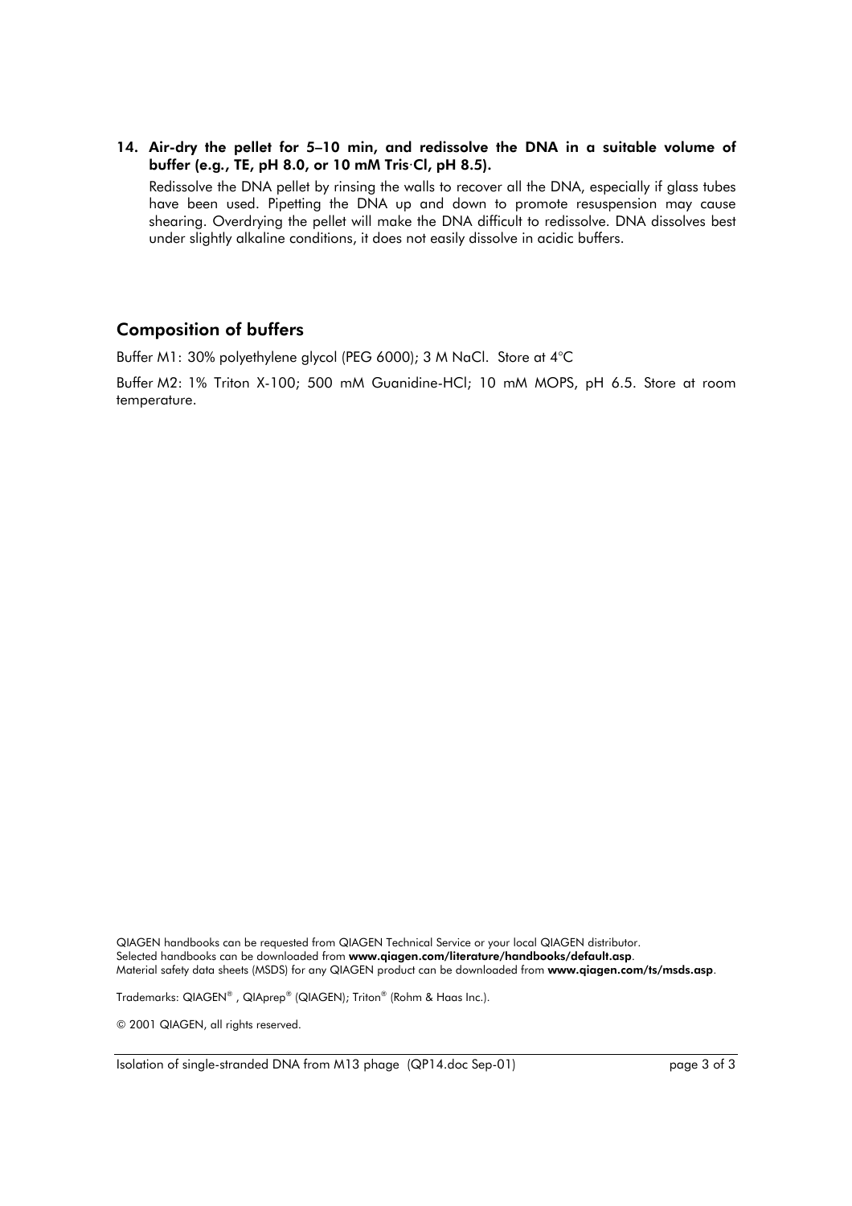14. **Air-dry the pellet for 5–10 min, and redissolve the DNA in a suitable volume of buffer (e.g., TE, pH 8.0, or 10 mM Tris·Cl, pH 8.5).**

    Redissolve the DNA pellet by rinsing the walls to recover all the DNA, especially if glass tubes have been used. Pipetting the DNA up and down to promote resuspension may cause shearing. Overdrying the pellet will make the DNA difficult to redissolve. DNA dissolves best under slightly alkaline conditions, it does not easily dissolve in acidic buffers.

## Composition of buffers

Buffer M1: 30% polyethylene glycol (PEG 6000); 3 M NaCl. Store at 4°C

Buffer M2: 1% Triton X-100; 500 mM Guanidine-HCl; 10 mM MOPS, pH 6.5. Store at room temperature.

QIAGEN handbooks can be requested from QIAGEN Technical Service or your local QIAGEN distributor.
Selected handbooks can be downloaded from **www.qiagen.com/literature/handbooks/default.asp**.
Material safety data sheets (MSDS) for any QIAGEN product can be downloaded from **www.qiagen.com/ts/msds.asp**.

Trademarks: QIAGEN®, QIAprep® (QIAGEN); Triton® (Rohm & Haas Inc.).

© 2001 QIAGEN, all rights reserved.